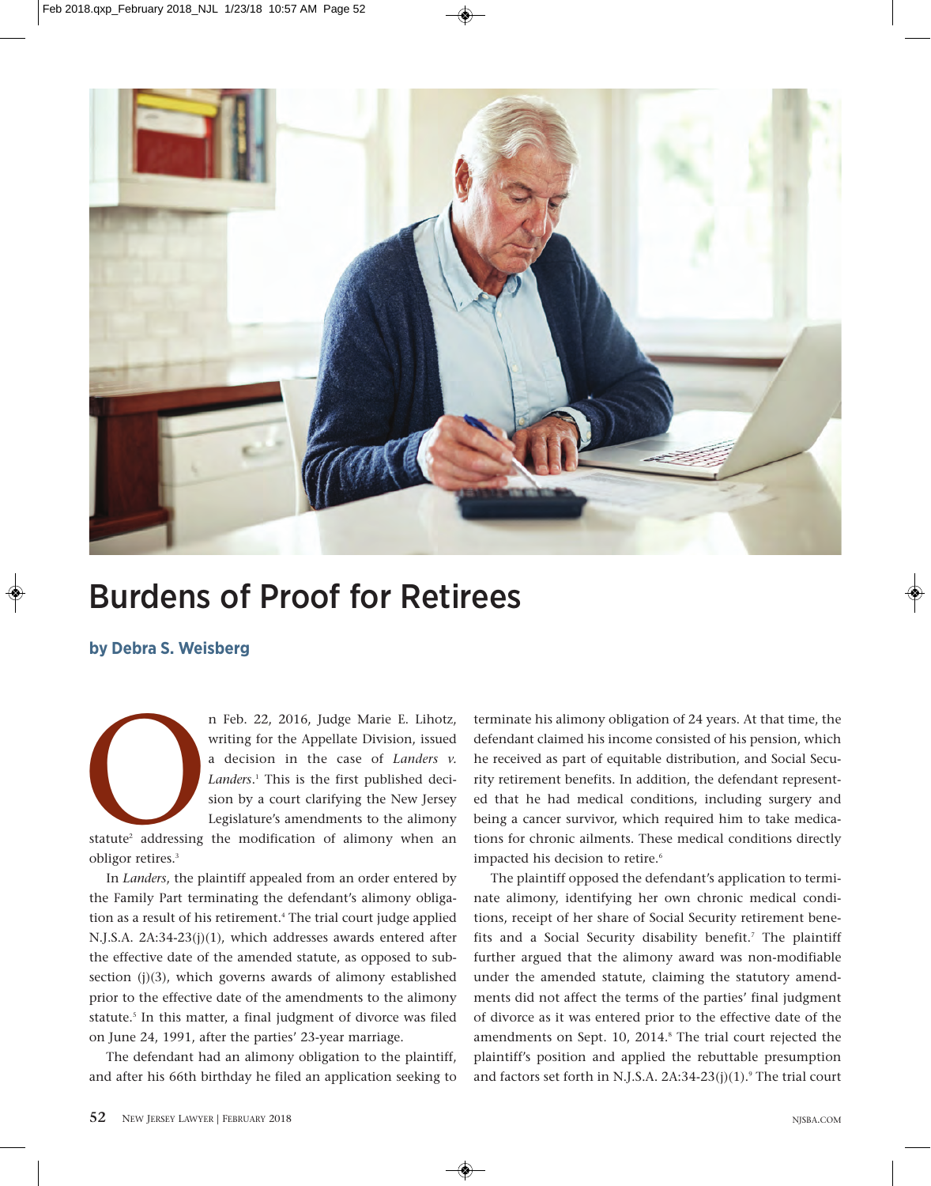# Burdens of Proof for Retirees

**by Debra S. Weisberg**

On Feb. 22, 2016, Judge Marie E. Lihotz, writing for the Appellate Division, issued a decision in the case of *Landers v. Landers*.[1] This is the first published decision by a court clarifying the New Jersey Legislature's amendments to the alimony statute[2] addressing the modification of alimony when an obligor retires.[3]

In *Landers*, the plaintiff appealed from an order entered by the Family Part terminating the defendant's alimony obligation as a result of his retirement.[4] The trial court judge applied N.J.S.A. 2A:34-23(j)(1), which addresses awards entered after the effective date of the amended statute, as opposed to subsection (j)(3), which governs awards of alimony established prior to the effective date of the amendments to the alimony statute.[5] In this matter, a final judgment of divorce was filed on June 24, 1991, after the parties' 23-year marriage.

The defendant had an alimony obligation to the plaintiff, and after his 66th birthday he filed an application seeking to terminate his alimony obligation of 24 years. At that time, the defendant claimed his income consisted of his pension, which he received as part of equitable distribution, and Social Security retirement benefits. In addition, the defendant represented that he had medical conditions, including surgery and being a cancer survivor, which required him to take medications for chronic ailments. These medical conditions directly impacted his decision to retire.[6]

The plaintiff opposed the defendant's application to terminate alimony, identifying her own chronic medical conditions, receipt of her share of Social Security retirement benefits and a Social Security disability benefit.[7] The plaintiff further argued that the alimony award was non-modifiable under the amended statute, claiming the statutory amendments did not affect the terms of the parties' final judgment of divorce as it was entered prior to the effective date of the amendments on Sept. 10, 2014.[8] The trial court rejected the plaintiff's position and applied the rebuttable presumption and factors set forth in N.J.S.A. 2A:34-23(j)(1).[9] The trial court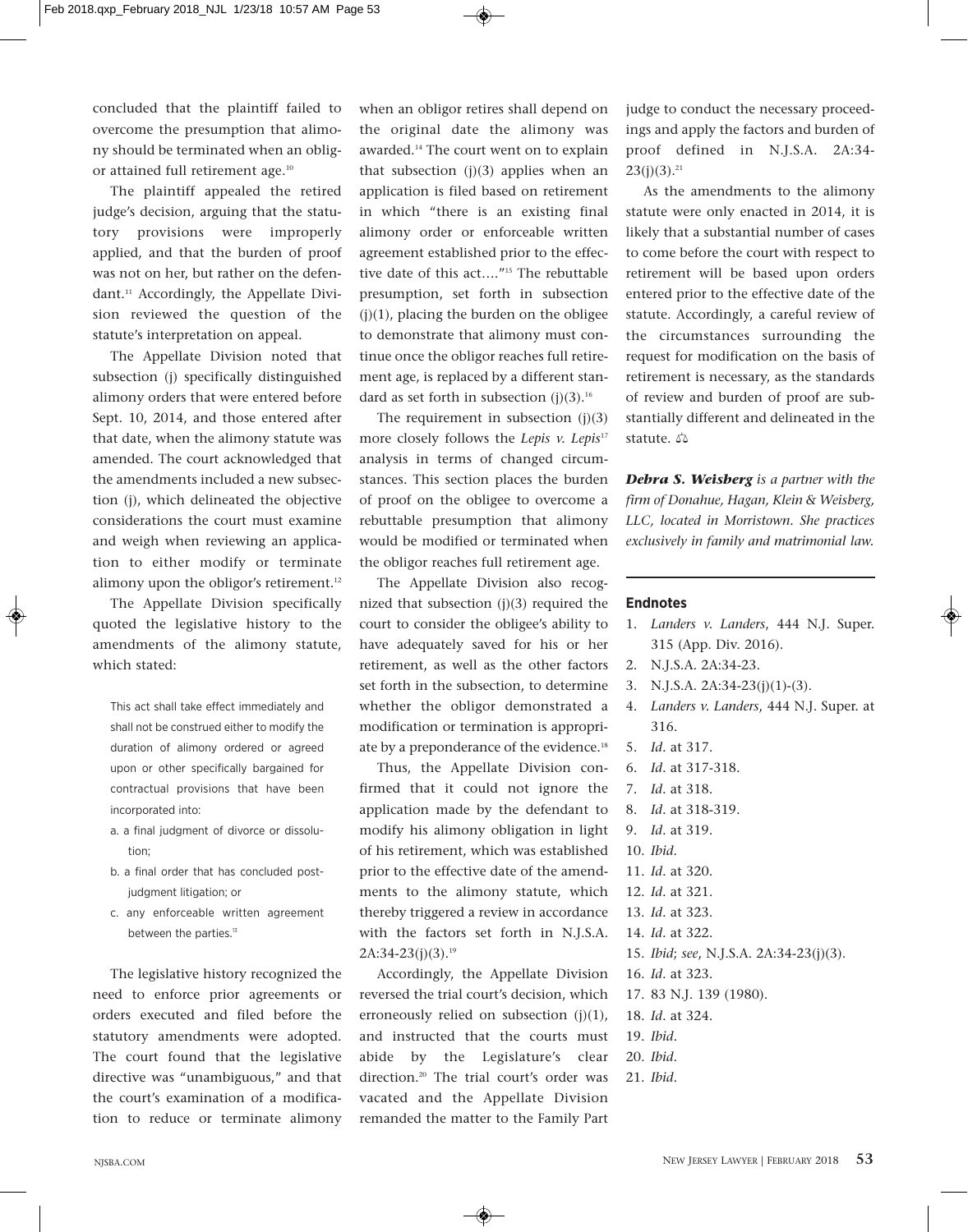concluded that the plaintiff failed to overcome the presumption that alimony should be terminated when an obligor attained full retirement age.[10]

The plaintiff appealed the retired judge's decision, arguing that the statutory provisions were improperly applied, and that the burden of proof was not on her, but rather on the defendant.[11] Accordingly, the Appellate Division reviewed the question of the statute's interpretation on appeal.

The Appellate Division noted that subsection (j) specifically distinguished alimony orders that were entered before Sept. 10, 2014, and those entered after that date, when the alimony statute was amended. The court acknowledged that the amendments included a new subsection (j), which delineated the objective considerations the court must examine and weigh when reviewing an application to either modify or terminate alimony upon the obligor's retirement.[12]

The Appellate Division specifically quoted the legislative history to the amendments of the alimony statute, which stated:

> This act shall take effect immediately and shall not be construed either to modify the duration of alimony ordered or agreed upon or other specifically bargained for contractual provisions that have been incorporated into:
>
> a. a final judgment of divorce or dissolution;
>
> b. a final order that has concluded post-judgment litigation; or
>
> c. any enforceable written agreement between the parties.[13]

The legislative history recognized the need to enforce prior agreements or orders executed and filed before the statutory amendments were adopted. The court found that the legislative directive was "unambiguous," and that the court's examination of a modification to reduce or terminate alimony when an obligor retires shall depend on the original date the alimony was awarded.[14] The court went on to explain that subsection (j)(3) applies when an application is filed based on retirement in which "there is an existing final alimony order or enforceable written agreement established prior to the effective date of this act…."[15] The rebuttable presumption, set forth in subsection (j)(1), placing the burden on the obligee to demonstrate that alimony must continue once the obligor reaches full retirement age, is replaced by a different standard as set forth in subsection (j)(3).[16]

The requirement in subsection (j)(3) more closely follows the *Lepis v. Lepis*[17] analysis in terms of changed circumstances. This section places the burden of proof on the obligee to overcome a rebuttable presumption that alimony would be modified or terminated when the obligor reaches full retirement age.

The Appellate Division also recognized that subsection (j)(3) required the court to consider the obligee's ability to have adequately saved for his or her retirement, as well as the other factors set forth in the subsection, to determine whether the obligor demonstrated a modification or termination is appropriate by a preponderance of the evidence.[18]

Thus, the Appellate Division confirmed that it could not ignore the application made by the defendant to modify his alimony obligation in light of his retirement, which was established prior to the effective date of the amendments to the alimony statute, which thereby triggered a review in accordance with the factors set forth in N.J.S.A. 2A:34-23(j)(3).[19]

Accordingly, the Appellate Division reversed the trial court's decision, which erroneously relied on subsection (j)(1), and instructed that the courts must abide by the Legislature's clear direction.[20] The trial court's order was vacated and the Appellate Division remanded the matter to the Family Part judge to conduct the necessary proceedings and apply the factors and burden of proof defined in N.J.S.A. 2A:34-23(j)(3).[21]

As the amendments to the alimony statute were only enacted in 2014, it is likely that a substantial number of cases to come before the court with respect to retirement will be based upon orders entered prior to the effective date of the statute. Accordingly, a careful review of the circumstances surrounding the request for modification on the basis of retirement is necessary, as the standards of review and burden of proof are substantially different and delineated in the statute. ⚖

***Debra S. Weisberg*** *is a partner with the firm of Donahue, Hagan, Klein & Weisberg, LLC, located in Morristown. She practices exclusively in family and matrimonial law.*

### Endnotes

1. *Landers v. Landers*, 444 N.J. Super. 315 (App. Div. 2016).
2. N.J.S.A. 2A:34-23.
3. N.J.S.A. 2A:34-23(j)(1)-(3).
4. *Landers v. Landers*, 444 N.J. Super. at 316.
5. *Id*. at 317.
6. *Id*. at 317-318.
7. *Id*. at 318.
8. *Id*. at 318-319.
9. *Id*. at 319.
10. *Ibid*.
11. *Id*. at 320.
12. *Id*. at 321.
13. *Id*. at 323.
14. *Id*. at 322.
15. *Ibid*; *see*, N.J.S.A. 2A:34-23(j)(3).
16. *Id*. at 323.
17. 83 N.J. 139 (1980).
18. *Id*. at 324.
19. *Ibid*.
20. *Ibid*.
21. *Ibid*.